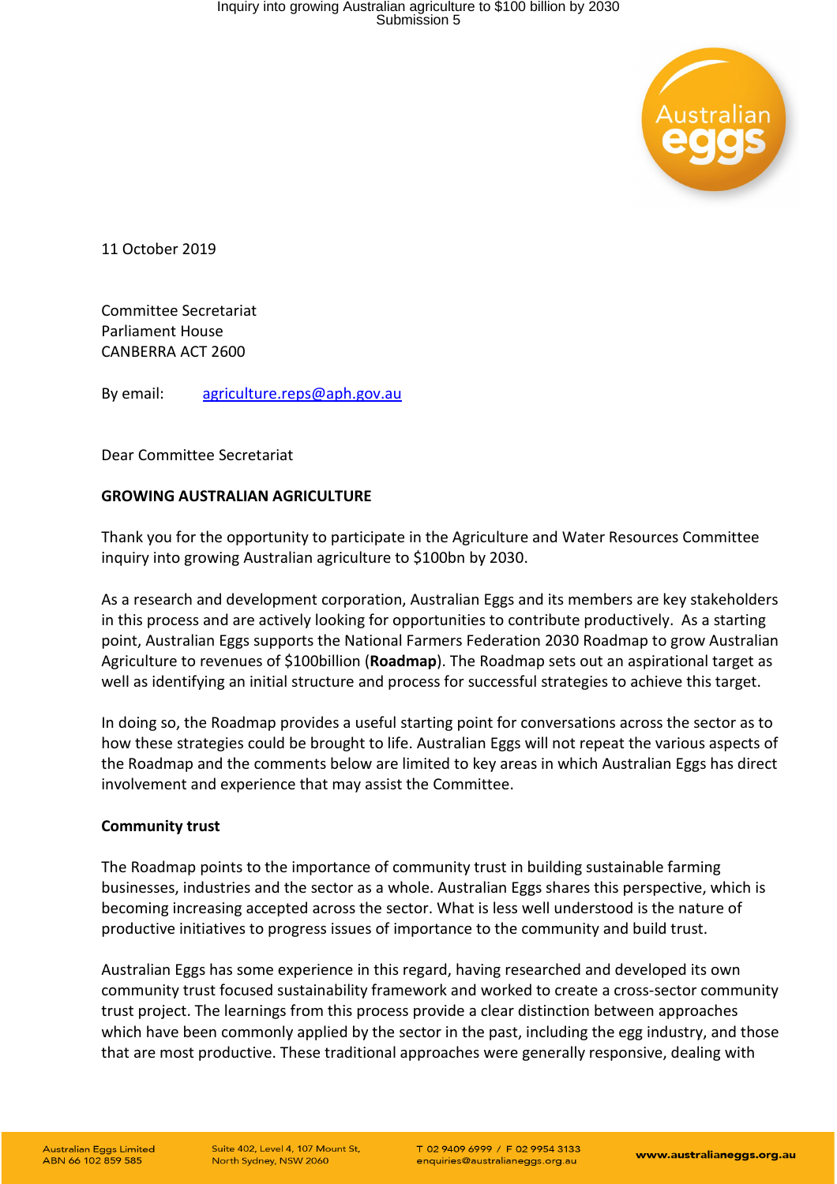11 October 2019

Committee Secretariat
Parliament House
CANBERRA ACT 2600

By email: agriculture.reps@aph.gov.au

Dear Committee Secretariat

**GROWING AUSTRALIAN AGRICULTURE**

Thank you for the opportunity to participate in the Agriculture and Water Resources Committee inquiry into growing Australian agriculture to $100bn by 2030.

As a research and development corporation, Australian Eggs and its members are key stakeholders in this process and are actively looking for opportunities to contribute productively. As a starting point, Australian Eggs supports the National Farmers Federation 2030 Roadmap to grow Australian Agriculture to revenues of $100billion (**Roadmap**). The Roadmap sets out an aspirational target as well as identifying an initial structure and process for successful strategies to achieve this target.

In doing so, the Roadmap provides a useful starting point for conversations across the sector as to how these strategies could be brought to life. Australian Eggs will not repeat the various aspects of the Roadmap and the comments below are limited to key areas in which Australian Eggs has direct involvement and experience that may assist the Committee.

**Community trust**

The Roadmap points to the importance of community trust in building sustainable farming businesses, industries and the sector as a whole. Australian Eggs shares this perspective, which is becoming increasing accepted across the sector. What is less well understood is the nature of productive initiatives to progress issues of importance to the community and build trust.

Australian Eggs has some experience in this regard, having researched and developed its own community trust focused sustainability framework and worked to create a cross-sector community trust project. The learnings from this process provide a clear distinction between approaches which have been commonly applied by the sector in the past, including the egg industry, and those that are most productive. These traditional approaches were generally responsive, dealing with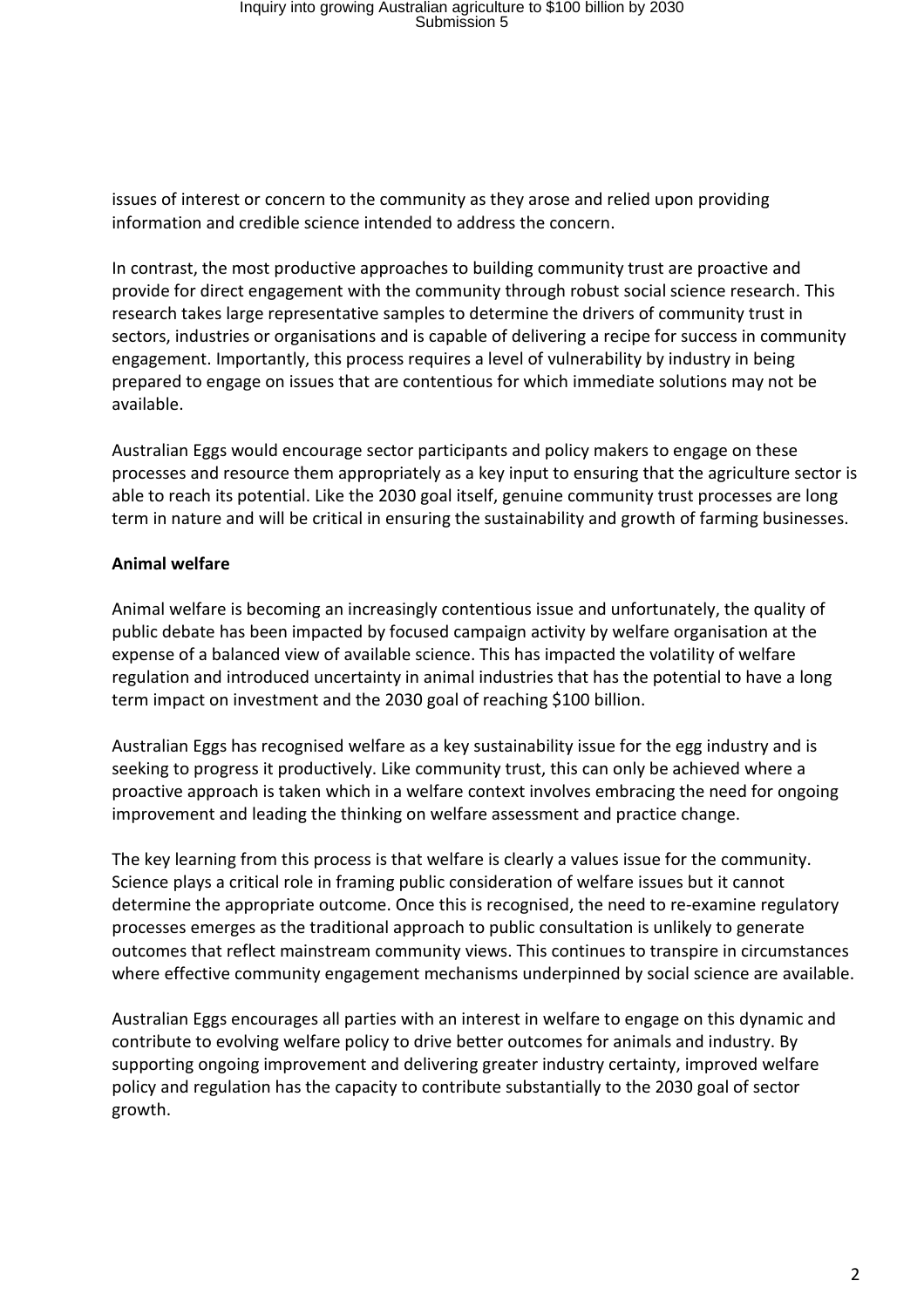issues of interest or concern to the community as they arose and relied upon providing information and credible science intended to address the concern.

In contrast, the most productive approaches to building community trust are proactive and provide for direct engagement with the community through robust social science research. This research takes large representative samples to determine the drivers of community trust in sectors, industries or organisations and is capable of delivering a recipe for success in community engagement. Importantly, this process requires a level of vulnerability by industry in being prepared to engage on issues that are contentious for which immediate solutions may not be available.

Australian Eggs would encourage sector participants and policy makers to engage on these processes and resource them appropriately as a key input to ensuring that the agriculture sector is able to reach its potential. Like the 2030 goal itself, genuine community trust processes are long term in nature and will be critical in ensuring the sustainability and growth of farming businesses.

**Animal welfare**

Animal welfare is becoming an increasingly contentious issue and unfortunately, the quality of public debate has been impacted by focused campaign activity by welfare organisation at the expense of a balanced view of available science. This has impacted the volatility of welfare regulation and introduced uncertainty in animal industries that has the potential to have a long term impact on investment and the 2030 goal of reaching $100 billion.

Australian Eggs has recognised welfare as a key sustainability issue for the egg industry and is seeking to progress it productively. Like community trust, this can only be achieved where a proactive approach is taken which in a welfare context involves embracing the need for ongoing improvement and leading the thinking on welfare assessment and practice change.

The key learning from this process is that welfare is clearly a values issue for the community. Science plays a critical role in framing public consideration of welfare issues but it cannot determine the appropriate outcome. Once this is recognised, the need to re-examine regulatory processes emerges as the traditional approach to public consultation is unlikely to generate outcomes that reflect mainstream community views. This continues to transpire in circumstances where effective community engagement mechanisms underpinned by social science are available.

Australian Eggs encourages all parties with an interest in welfare to engage on this dynamic and contribute to evolving welfare policy to drive better outcomes for animals and industry. By supporting ongoing improvement and delivering greater industry certainty, improved welfare policy and regulation has the capacity to contribute substantially to the 2030 goal of sector growth.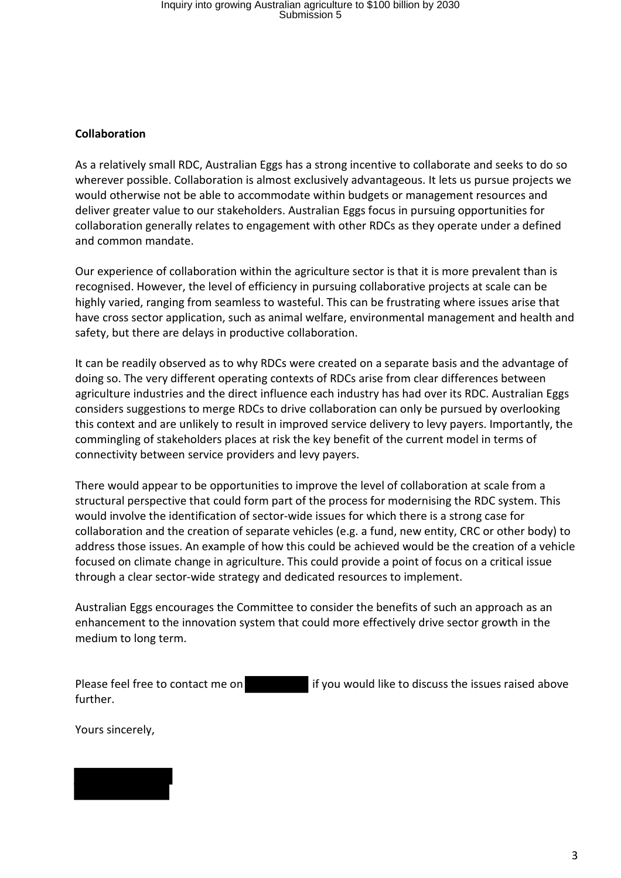**Collaboration**

As a relatively small RDC, Australian Eggs has a strong incentive to collaborate and seeks to do so wherever possible. Collaboration is almost exclusively advantageous. It lets us pursue projects we would otherwise not be able to accommodate within budgets or management resources and deliver greater value to our stakeholders. Australian Eggs focus in pursuing opportunities for collaboration generally relates to engagement with other RDCs as they operate under a defined and common mandate.

Our experience of collaboration within the agriculture sector is that it is more prevalent than is recognised. However, the level of efficiency in pursuing collaborative projects at scale can be highly varied, ranging from seamless to wasteful. This can be frustrating where issues arise that have cross sector application, such as animal welfare, environmental management and health and safety, but there are delays in productive collaboration.

It can be readily observed as to why RDCs were created on a separate basis and the advantage of doing so. The very different operating contexts of RDCs arise from clear differences between agriculture industries and the direct influence each industry has had over its RDC. Australian Eggs considers suggestions to merge RDCs to drive collaboration can only be pursued by overlooking this context and are unlikely to result in improved service delivery to levy payers. Importantly, the commingling of stakeholders places at risk the key benefit of the current model in terms of connectivity between service providers and levy payers.

There would appear to be opportunities to improve the level of collaboration at scale from a structural perspective that could form part of the process for modernising the RDC system. This would involve the identification of sector-wide issues for which there is a strong case for collaboration and the creation of separate vehicles (e.g. a fund, new entity, CRC or other body) to address those issues. An example of how this could be achieved would be the creation of a vehicle focused on climate change in agriculture. This could provide a point of focus on a critical issue through a clear sector-wide strategy and dedicated resources to implement.

Australian Eggs encourages the Committee to consider the benefits of such an approach as an enhancement to the innovation system that could more effectively drive sector growth in the medium to long term.

Please feel free to contact me on [redacted] if you would like to discuss the issues raised above further.

Yours sincerely,

[redacted]